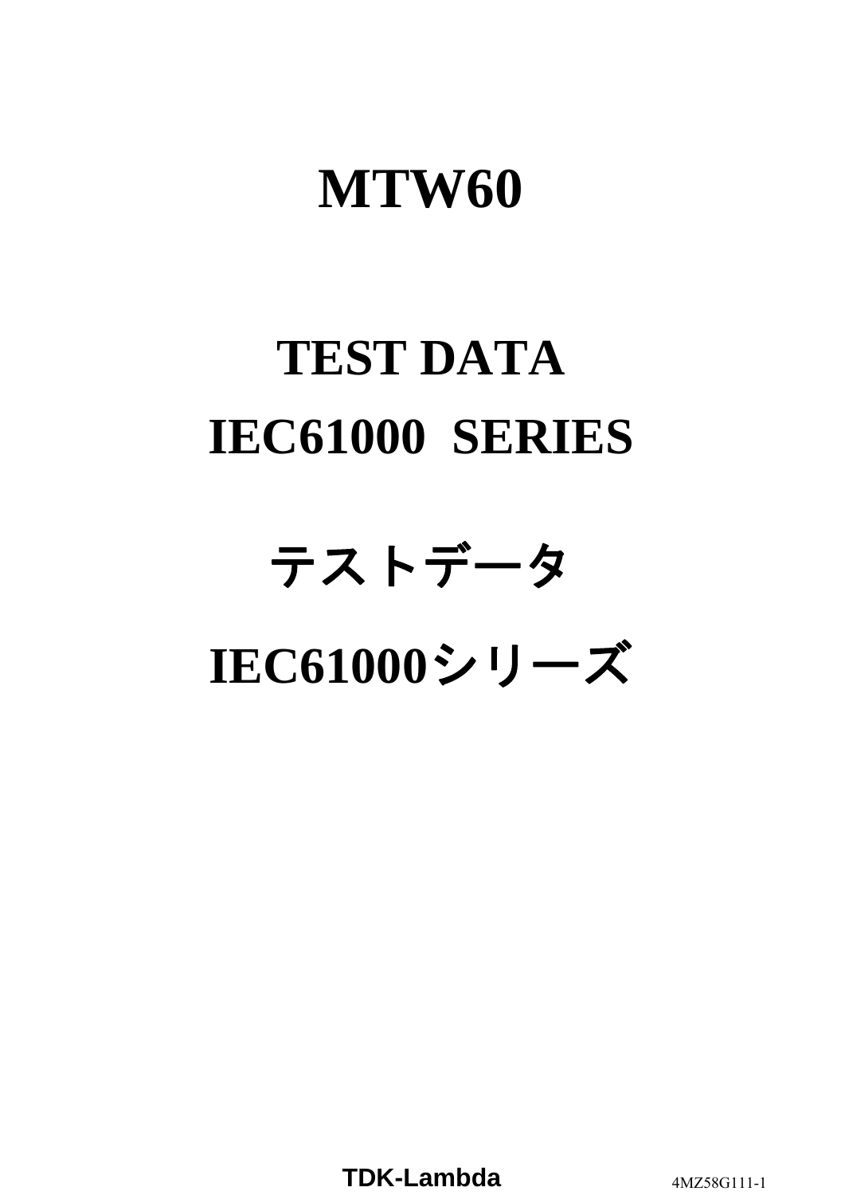# MTW60

## TEST DATA
## IEC61000 SERIES

## テストデータ
## IEC61000シリーズ

TDK-Lambda　　4MZ58G111-1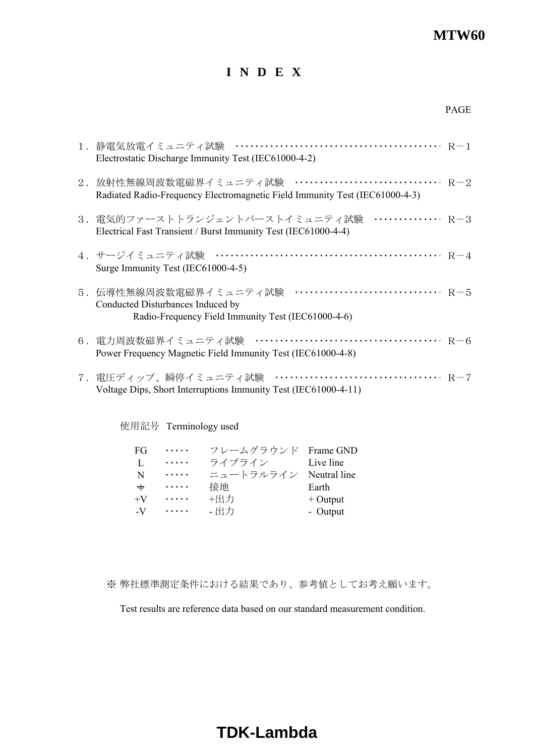# ＩＮＤＥＸ

PAGE

１．静電気放電イミュニティ試験 ･････････････････････････････････････････ Ｒ－１
Electrostatic Discharge Immunity Test (IEC61000-4-2)

２．放射性無線周波数電磁界イミュニティ試験 ･･････････････････････････････ Ｒ－２
Radiated Radio-Frequency Electromagnetic Field Immunity Test (IEC61000-4-3)

３．電気的ファーストトランジェントバーストイミュニティ試験 ･････････････ Ｒ－３
Electrical Fast Transient / Burst Immunity Test (IEC61000-4-4)

４．サージイミュニティ試験 ･･･････････････････････････････････････････････ Ｒ－４
Surge Immunity Test (IEC61000-4-5)

５．伝導性無線周波数電磁界イミュニティ試験 ･･････････････････････････････ Ｒ－５
Conducted Disturbances Induced by
Radio-Frequency Field Immunity Test (IEC61000-4-6)

６．電力周波数磁界イミュニティ試験 ･･････････････････････････････････････ Ｒ－６
Power Frequency Magnetic Field Immunity Test (IEC61000-4-8)

７．電圧ディップ、瞬停イミュニティ試験 ･･････････････････････････････････ Ｒ－７
Voltage Dips, Short Interruptions Immunity Test (IEC61000-4-11)

使用記号 Terminology used

| | | | |
|---|---|---|---|
| FG | ･････ | フレームグラウンド | Frame GND |
| L | ･････ | ライブライン | Live line |
| N | ･････ | ニュートラルライン | Neutral line |
| ⏚ | ･････ | 接地 | Earth |
| +V | ･････ | +出力 | + Output |
| -V | ･････ | - 出力 | - Output |

※ 弊社標準測定条件における結果であり、参考値としてお考え願います。

Test results are reference data based on our standard measurement condition.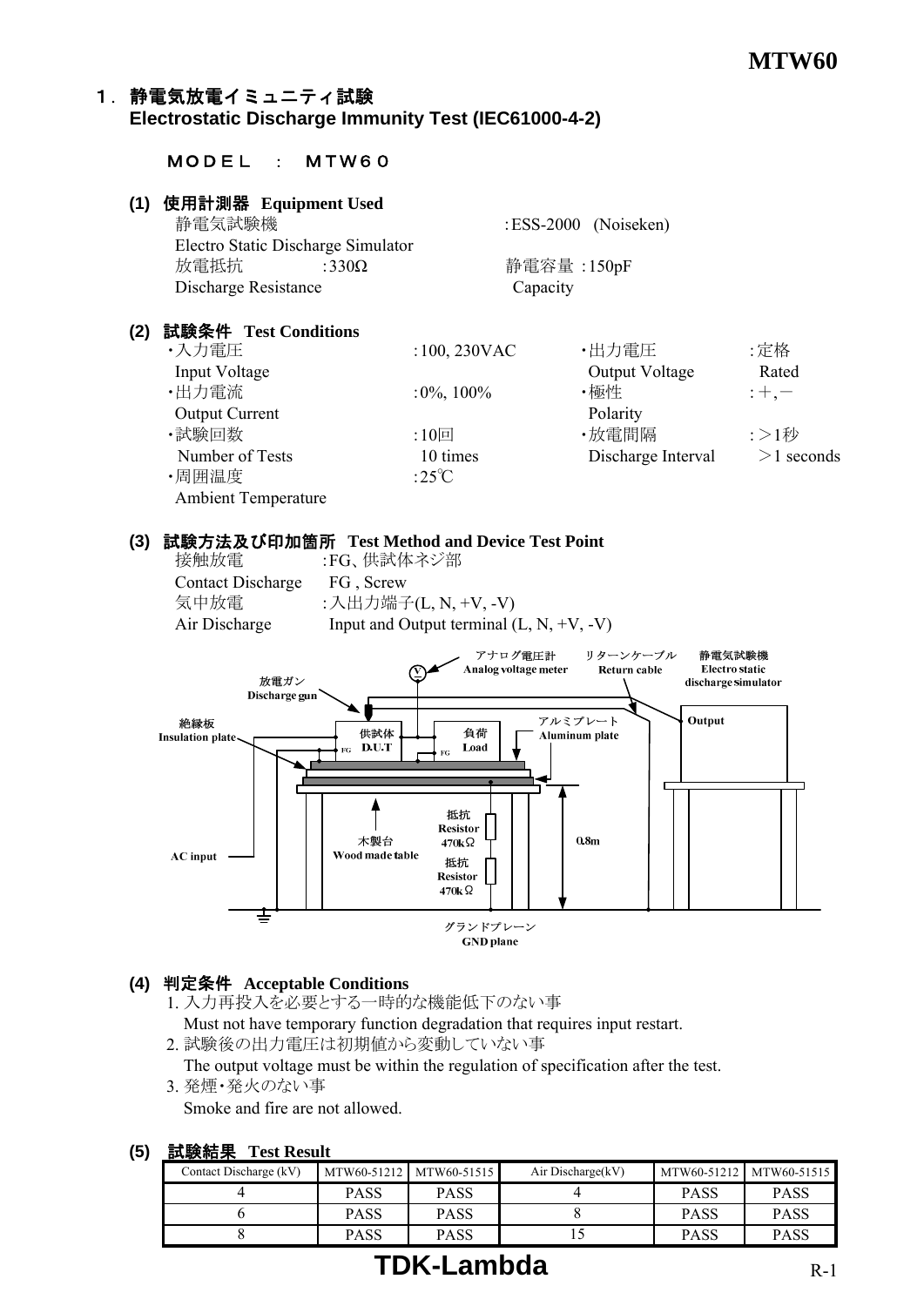## 1．静電気放電イミュニティ試験 Electrostatic Discharge Immunity Test (IEC61000-4-2)

ＭＯＤＥＬ　：　ＭＴＷ６０

### (1) 使用計測器 Equipment Used

静電気試験機 Electro Static Discharge Simulator　　:ESS-2000 (Noiseken)

放電抵抗 Discharge Resistance　:330Ω　　静電容量 Capacity :150pF

### (2) 試験条件 Test Conditions

- ・入力電圧 Input Voltage :100, 230VAC
- ・出力電圧 Output Voltage :定格 Rated
- ・出力電流 Output Current :0%, 100%
- ・極性 Polarity :＋,－
- ・試験回数 Number of Tests :10回 10 times
- ・放電間隔 Discharge Interval :＞1秒 ＞1 seconds
- ・周囲温度 Ambient Temperature :25℃

### (3) 試験方法及び印加箇所 Test Method and Device Test Point

接触放電 Contact Discharge :FG、供試体ネジ部 FG , Screw

気中放電 Air Discharge :入出力端子(L, N, +V, -V) Input and Output terminal (L, N, +V, -V)

アナログ電圧計 Analog voltage meter　リターンケーブル Return cable　静電気試験機 Electro static discharge simulator　Output　放電ガン Discharge gun　絶縁板 Insulation plate　供試体 D.U.T　FG　負荷 Load　FG　アルミプレート Aluminum plate　AC input　木製台 Wood made table　抵抗 Resistor 470kΩ　抵抗 Resistor 470kΩ　0.8m　グランドプレーン GND plane

### (4) 判定条件 Acceptable Conditions

1. 入力再投入を必要とする一時的な機能低下のない事
   Must not have temporary function degradation that requires input restart.
2. 試験後の出力電圧は初期値から変動していない事
   The output voltage must be within the regulation of specification after the test.
3. 発煙・発火のない事
   Smoke and fire are not allowed.

### (5) 試験結果 Test Result

| Contact Discharge (kV) | MTW60-51212 | MTW60-51515 | Air Discharge(kV) | MTW60-51212 | MTW60-51515 |
|---|---|---|---|---|---|
| 4 | PASS | PASS | 4 | PASS | PASS |
| 6 | PASS | PASS | 8 | PASS | PASS |
| 8 | PASS | PASS | 15 | PASS | PASS |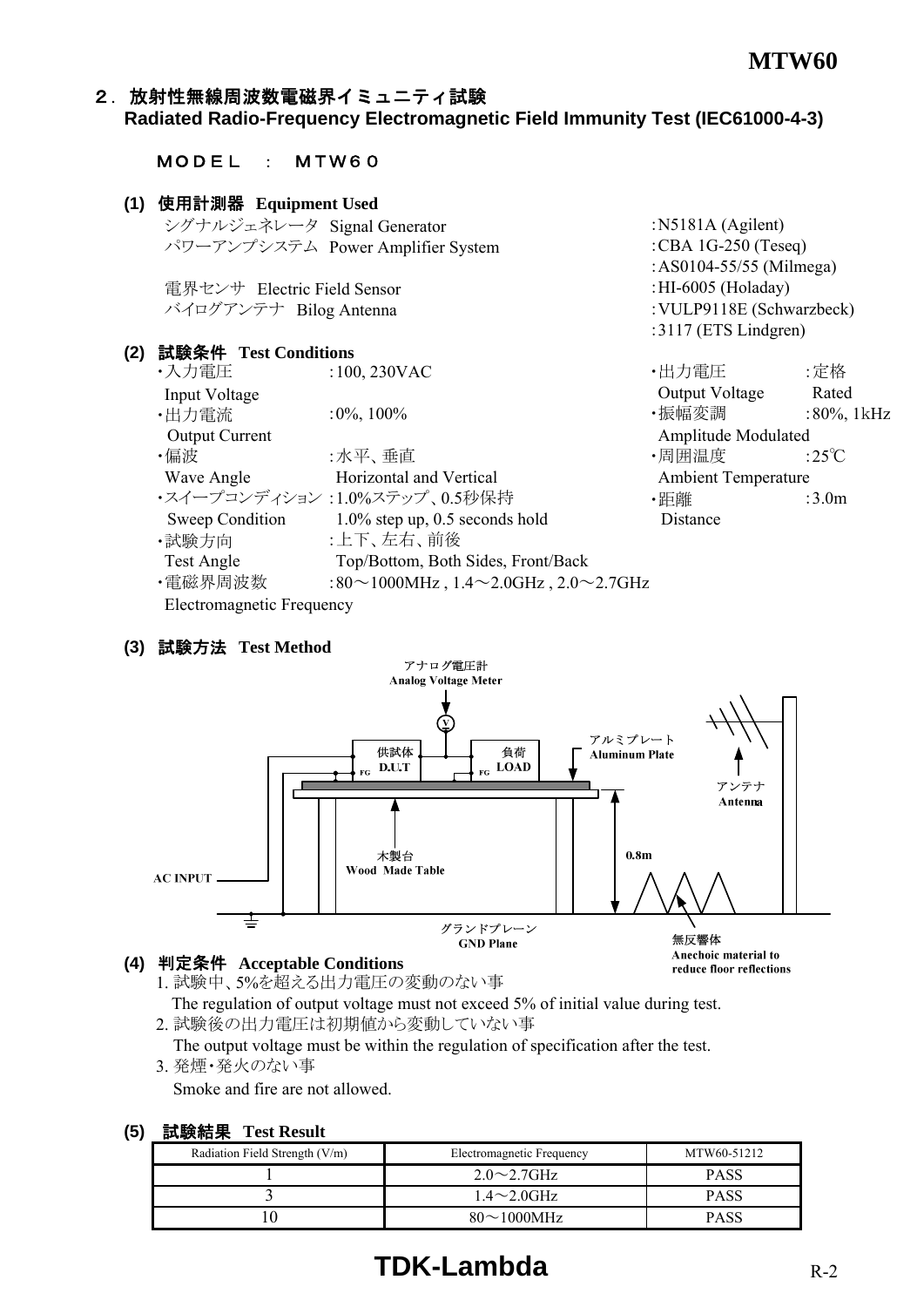## ２．放射性無線周波数電磁界イミュニティ試験
**Radiated Radio-Frequency Electromagnetic Field Immunity Test (IEC61000-4-3)**

ＭＯＤＥＬ　：　ＭＴＷ６０

### (1) 使用計測器 Equipment Used

| | |
|---|---|
| シグナルジェネレータ Signal Generator | :N5181A (Agilent) |
| パワーアンプシステム Power Amplifier System | :CBA 1G-250 (Teseq) |
| | :AS0104-55/55 (Milmega) |
| 電界センサ Electric Field Sensor | :HI-6005 (Holaday) |
| バイログアンテナ Bilog Antenna | :VULP9118E (Schwarzbeck) |
| | :3117 (ETS Lindgren) |

### (2) 試験条件 Test Conditions

- ・入力電圧 Input Voltage　:100, 230VAC
- ・出力電流 Output Current　:0%, 100%
- ・偏波 Wave Angle　:水平、垂直 Horizontal and Vertical
- ・スイープコンディション Sweep Condition　:1.0%ステップ、0.5秒保持 1.0% step up, 0.5 seconds hold
- ・試験方向 Test Angle　:上下、左右、前後 Top/Bottom, Both Sides, Front/Back
- ・電磁界周波数 Electromagnetic Frequency　:80～1000MHz , 1.4～2.0GHz , 2.0～2.7GHz
- ・出力電圧 Output Voltage　:定格 Rated
- ・振幅変調 Amplitude Modulated　:80%, 1kHz
- ・周囲温度 Ambient Temperature　:25℃
- ・距離 Distance　:3.0m

### (3) 試験方法 Test Method

アナログ電圧計 Analog Voltage Meter
供試体 D.U.T　FG
負荷 LOAD　FG
アルミプレート Aluminum Plate
アンテナ Antenna
木製台 Wood Made Table
0.8m
AC INPUT
グランドプレーン GND Plane
無反響体 Anechoic material to reduce floor reflections

### (4) 判定条件 Acceptable Conditions

1. 試験中、5%を超える出力電圧の変動のない事
   The regulation of output voltage must not exceed 5% of initial value during test.
2. 試験後の出力電圧は初期値から変動していない事
   The output voltage must be within the regulation of specification after the test.
3. 発煙・発火のない事
   Smoke and fire are not allowed.

### (5) 試験結果 Test Result

| Radiation Field Strength (V/m) | Electromagnetic Frequency | MTW60-51212 |
|---|---|---|
| 1 | 2.0～2.7GHz | PASS |
| 3 | 1.4～2.0GHz | PASS |
| 10 | 80～1000MHz | PASS |

**TDK-Lambda**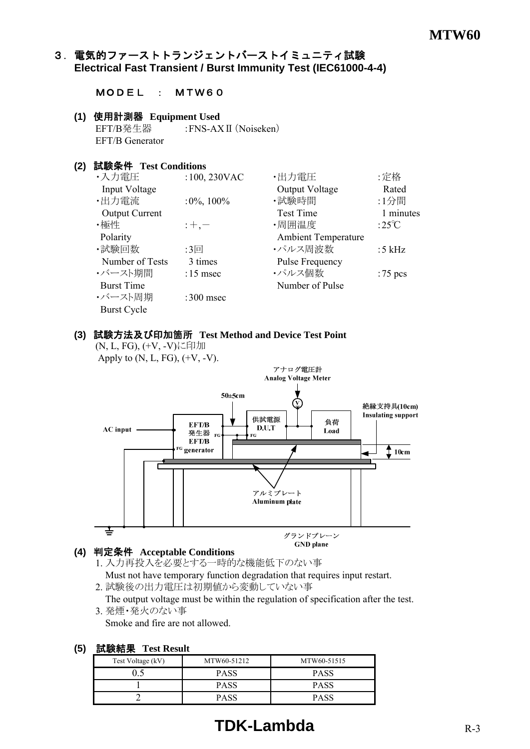## ３．電気的ファーストトランジェントバーストイミュニティ試験 Electrical Fast Transient / Burst Immunity Test (IEC61000-4-4)

ＭＯＤＥＬ　：　ＭＴＷ６０

### (1) 使用計測器 Equipment Used

EFT/B発生器 EFT/B Generator　:FNS-AXⅡ (Noiseken)

### (2) 試験条件 Test Conditions

| | | | |
|---|---|---|---|
| ・入力電圧 Input Voltage | :100, 230VAC | ・出力電圧 Output Voltage | :定格 Rated |
| ・出力電流 Output Current | :0%, 100% | ・試験時間 Test Time | :1分間 1 minutes |
| ・極性 Polarity | :＋,－ | ・周囲温度 Ambient Temperature | :25℃ |
| ・試験回数 Number of Tests | :3回 3 times | ・パルス周波数 Pulse Frequency | :5 kHz |
| ・バースト期間 Burst Time | :15 msec | ・パルス個数 Number of Pulse | :75 pcs |
| ・バースト周期 Burst Cycle | :300 msec | | |

### (3) 試験方法及び印加箇所 Test Method and Device Test Point

(N, L, FG), (+V, -V)に印加
Apply to (N, L, FG), (+V, -V).

アナログ電圧計 Analog Voltage Meter
50±5cm
絶縁支持具(10cm) Insulating support
AC input
EFT/B発生器 EFT/B generator
供試電源 D.U.T
負荷 Load
10cm
アルミプレート Aluminum plate
グランドプレーン GND plane

### (4) 判定条件 Acceptable Conditions

1. 入力再投入を必要とする一時的な機能低下のない事
   Must not have temporary function degradation that requires input restart.
2. 試験後の出力電圧は初期値から変動していない事
   The output voltage must be within the regulation of specification after the test.
3. 発煙・発火のない事
   Smoke and fire are not allowed.

### (5) 試験結果 Test Result

| Test Voltage (kV) | MTW60-51212 | MTW60-51515 |
|---|---|---|
| 0.5 | PASS | PASS |
| 1 | PASS | PASS |
| 2 | PASS | PASS |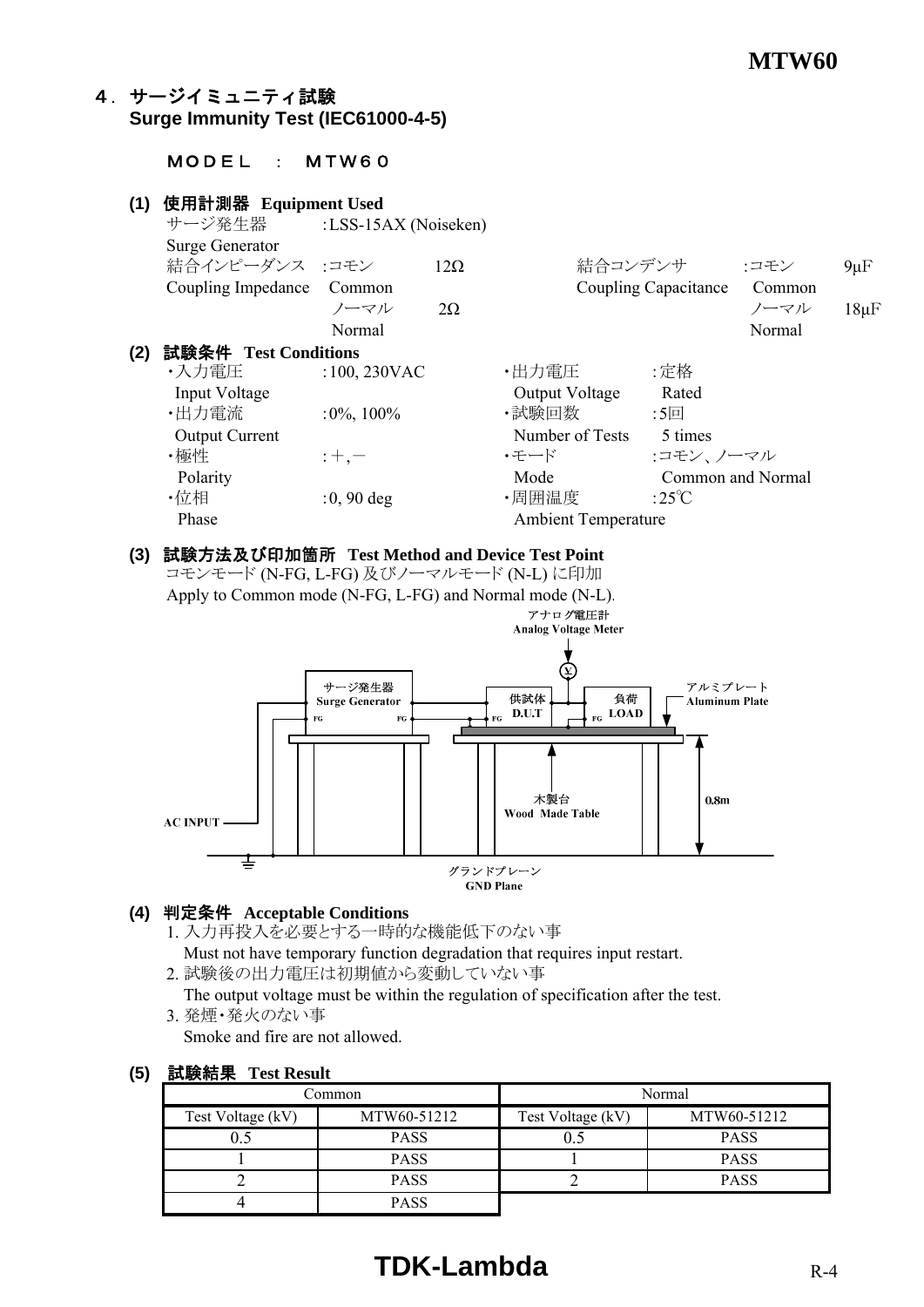## ４．サージイミュニティ試験
## Surge Immunity Test (IEC61000-4-5)

ＭＯＤＥＬ　：　ＭＴＷ６０

**(1) 使用計測器 Equipment Used**

| | | | | | |
|---|---|---|---|---|---|
| サージ発生器 Surge Generator | :LSS-15AX (Noiseken) | | | | |
| 結合インピーダンス Coupling Impedance | :コモン Common | 12Ω | 結合コンデンサ Coupling Capacitance | :コモン Common | 9μF |
| | ノーマル Normal | 2Ω | | ノーマル Normal | 18μF |

**(2) 試験条件 Test Conditions**

| | | | |
|---|---|---|---|
| ・入力電圧 Input Voltage | :100, 230VAC | ・出力電圧 Output Voltage | :定格 Rated |
| ・出力電流 Output Current | :0%, 100% | ・試験回数 Number of Tests | :5回 5 times |
| ・極性 Polarity | :＋,－ | ・モード Mode | :コモン、ノーマル Common and Normal |
| ・位相 Phase | :0, 90 deg | ・周囲温度 Ambient Temperature | :25℃ |

**(3) 試験方法及び印加箇所 Test Method and Device Test Point**

コモンモード (N-FG, L-FG) 及びノーマルモード (N-L) に印加

Apply to Common mode (N-FG, L-FG) and Normal mode (N-L).

アナログ電圧計 Analog Voltage Meter
サージ発生器 Surge Generator
供試体 D.U.T
負荷 LOAD
アルミプレート Aluminum Plate
木製台 Wood Made Table
0.8m
AC INPUT
グランドプレーン GND Plane

**(4) 判定条件 Acceptable Conditions**

1. 入力再投入を必要とする一時的な機能低下のない事
   Must not have temporary function degradation that requires input restart.
2. 試験後の出力電圧は初期値から変動していない事
   The output voltage must be within the regulation of specification after the test.
3. 発煙・発火のない事
   Smoke and fire are not allowed.

**(5) 試験結果 Test Result**

| Common | | Normal | |
|---|---|---|---|
| Test Voltage (kV) | MTW60-51212 | Test Voltage (kV) | MTW60-51212 |
| 0.5 | PASS | 0.5 | PASS |
| 1 | PASS | 1 | PASS |
| 2 | PASS | 2 | PASS |
| 4 | PASS | | |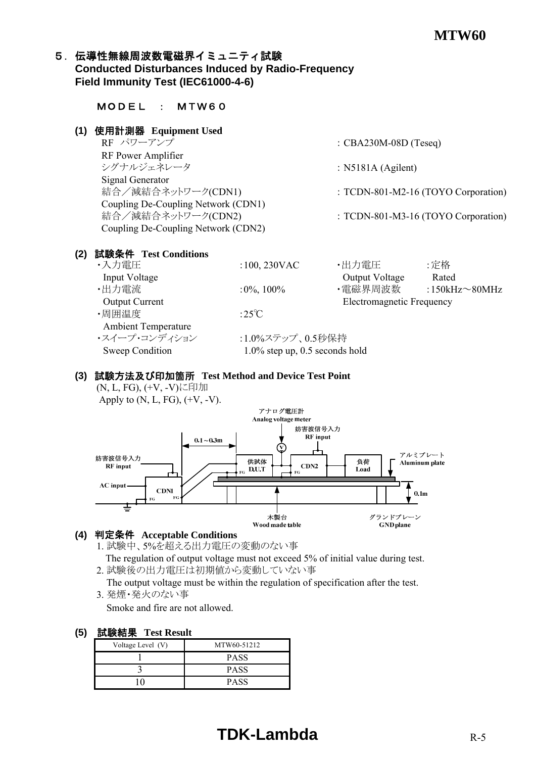## ５．伝導性無線周波数電磁界イミュニティ試験
## Conducted Disturbances Induced by Radio-Frequency Field Immunity Test (IEC61000-4-6)

ＭＯＤＥＬ　：　ＭＴＷ６０

### (1) 使用計測器 Equipment Used

| | |
|---|---|
| RF パワーアンプ<br>RF Power Amplifier | : CBA230M-08D (Teseq) |
| シグナルジェネレータ<br>Signal Generator | : N5181A (Agilent) |
| 結合／減結合ネットワーク(CDN1)<br>Coupling De-Coupling Network (CDN1) | : TCDN-801-M2-16 (TOYO Corporation) |
| 結合／減結合ネットワーク(CDN2)<br>Coupling De-Coupling Network (CDN2) | : TCDN-801-M3-16 (TOYO Corporation) |

### (2) 試験条件 Test Conditions

| | | | |
|---|---|---|---|
| ・入力電圧<br>Input Voltage | :100, 230VAC | ・出力電圧<br>Output Voltage | :定格<br>Rated |
| ・出力電流<br>Output Current | :0%, 100% | ・電磁界周波数<br>Electromagnetic Frequency | :150kHz～80MHz |
| ・周囲温度<br>Ambient Temperature | :25℃ | | |
| ・スイープ･コンディション<br>Sweep Condition | :1.0%ステップ、0.5秒保持<br>1.0% step up, 0.5 seconds hold | | |

### (3) 試験方法及び印加箇所 Test Method and Device Test Point

(N, L, FG), (+V, -V)に印加
Apply to (N, L, FG), (+V, -V).

アナログ電圧計 Analog voltage meter
妨害波信号入力 RF input
0.1～0.3m
妨害波信号入力 RF input
供試体 D.U.T
CDN2
負荷 Load
アルミプレート Aluminum plate
AC input
CDN1
0.1m
木製台 Wood made table
グランドプレーン GND plane

### (4) 判定条件 Acceptable Conditions

1. 試験中、5%を超える出力電圧の変動のない事
   The regulation of output voltage must not exceed 5% of initial value during test.
2. 試験後の出力電圧は初期値から変動していない事
   The output voltage must be within the regulation of specification after the test.
3. 発煙・発火のない事
   Smoke and fire are not allowed.

### (5) 試験結果 Test Result

| Voltage Level (V) | MTW60-51212 |
|---|---|
| 1 | PASS |
| 3 | PASS |
| 10 | PASS |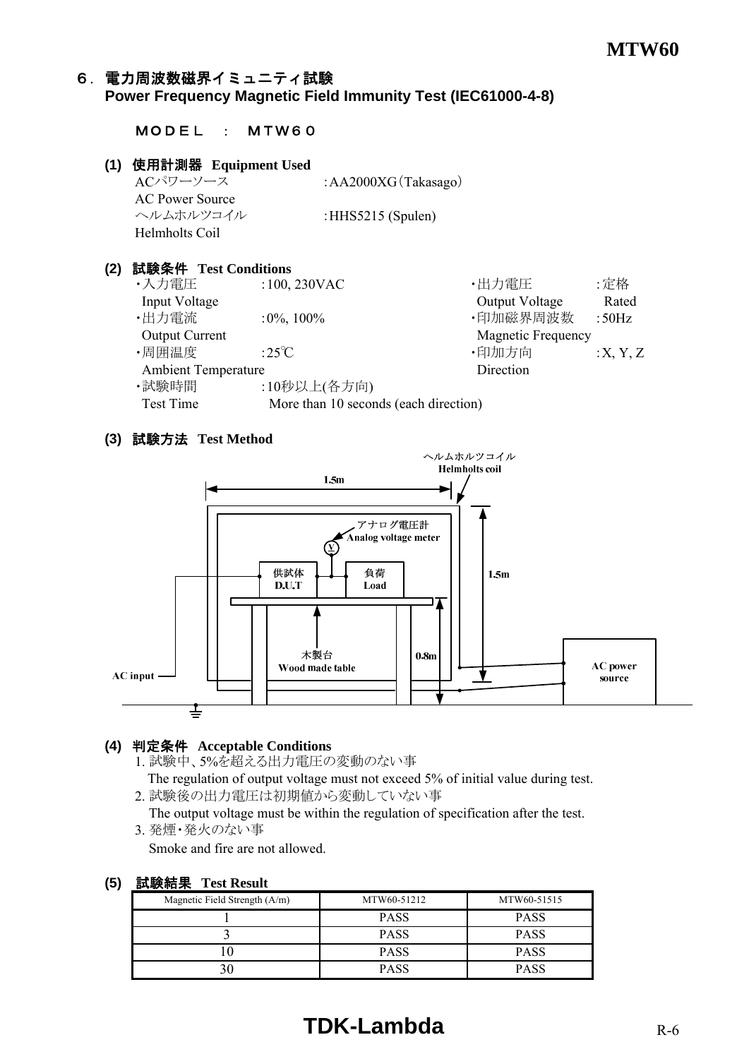## ６．電力周波数磁界イミュニティ試験
**Power Frequency Magnetic Field Immunity Test (IEC61000-4-8)**

ＭＯＤＥＬ　：　ＭＴＷ６０

### (1) 使用計測器 Equipment Used

| | |
|---|---|
| ACパワーソース<br>AC Power Source | :AA2000XG（Takasago） |
| ヘルムホルツコイル<br>Helmholts Coil | :HHS5215 (Spulen) |

### (2) 試験条件 Test Conditions

| | | | |
|---|---|---|---|
| ・入力電圧<br>Input Voltage | :100, 230VAC | ・出力電圧<br>Output Voltage | :定格<br>Rated |
| ・出力電流<br>Output Current | :0%, 100% | ・印加磁界周波数<br>Magnetic Frequency | :50Hz |
| ・周囲温度<br>Ambient Temperature | :25℃ | ・印加方向<br>Direction | :X, Y, Z |
| ・試験時間<br>Test Time | :10秒以上(各方向)<br>More than 10 seconds (each direction) | | |

### (3) 試験方法 Test Method

ヘルムホルツコイル Helmholts coil
1.5m
アナログ電圧計 Analog voltage meter
供試体 D.U.T
負荷 Load
1.5m
木製台 Wood made table
0.8m
AC input
AC power source

### (4) 判定条件 Acceptable Conditions

1. 試験中、5%を超える出力電圧の変動のない事
   The regulation of output voltage must not exceed 5% of initial value during test.
2. 試験後の出力電圧は初期値から変動していない事
   The output voltage must be within the regulation of specification after the test.
3. 発煙・発火のない事
   Smoke and fire are not allowed.

### (5) 試験結果 Test Result

| Magnetic Field Strength (A/m) | MTW60-51212 | MTW60-51515 |
|---|---|---|
| 1 | PASS | PASS |
| 3 | PASS | PASS |
| 10 | PASS | PASS |
| 30 | PASS | PASS |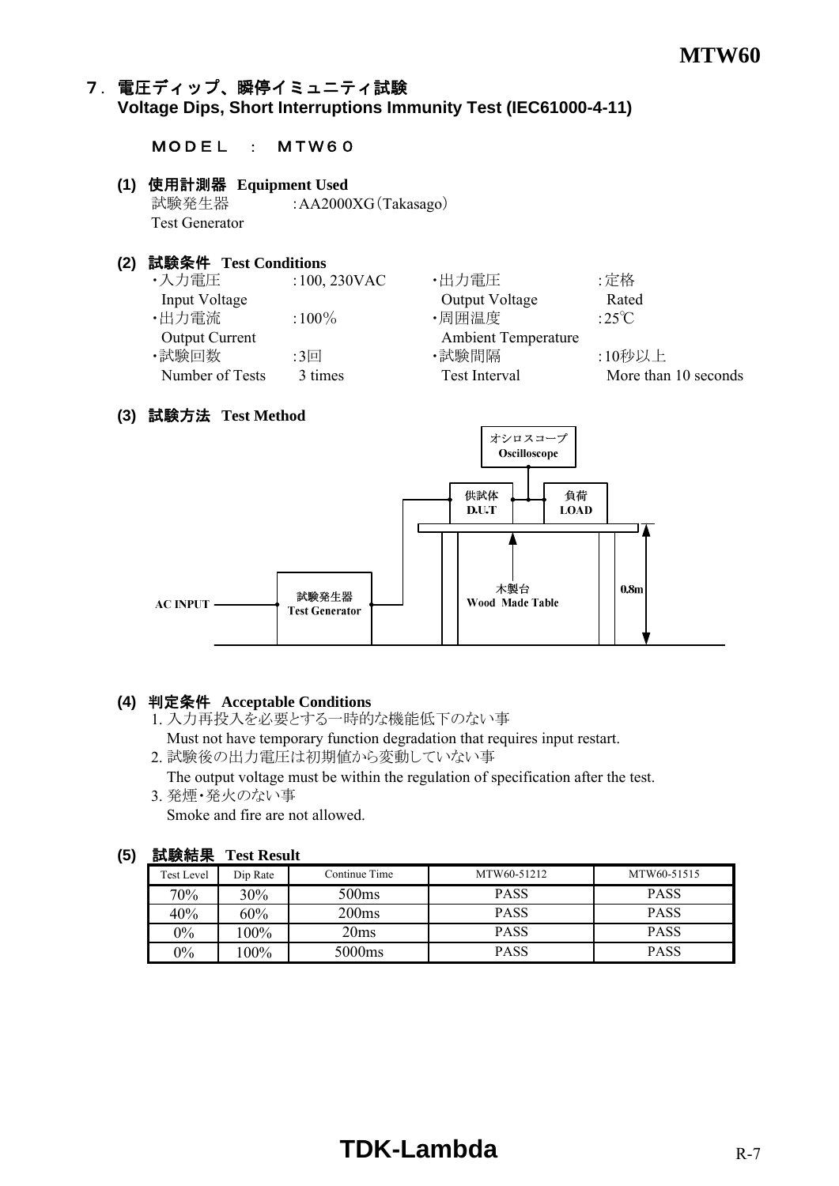## ７．電圧ディップ、瞬停イミュニティ試験
## Voltage Dips, Short Interruptions Immunity Test (IEC61000-4-11)

ＭＯＤＥＬ　：　ＭＴＷ６０

**(1) 使用計測器 Equipment Used**

試験発生器 Test Generator　:AA2000XG（Takasago）

**(2) 試験条件 Test Conditions**

| | | | |
|---|---|---|---|
| ・入力電圧 Input Voltage | :100, 230VAC | ・出力電圧 Output Voltage | :定格 Rated |
| ・出力電流 Output Current | :100% | ・周囲温度 Ambient Temperature | :25℃ |
| ・試験回数 Number of Tests | :3回 3 times | ・試験間隔 Test Interval | :10秒以上 More than 10 seconds |

**(3) 試験方法 Test Method**

オシロスコープ Oscilloscope

供試体 D.U.T

負荷 LOAD

木製台 Wood Made Table

0.8m

AC INPUT

試験発生器 Test Generator

**(4) 判定条件 Acceptable Conditions**

1. 入力再投入を必要とする一時的な機能低下のない事
   Must not have temporary function degradation that requires input restart.
2. 試験後の出力電圧は初期値から変動していない事
   The output voltage must be within the regulation of specification after the test.
3. 発煙・発火のない事
   Smoke and fire are not allowed.

**(5) 試験結果 Test Result**

| Test Level | Dip Rate | Continue Time | MTW60-51212 | MTW60-51515 |
|---|---|---|---|---|
| 70% | 30% | 500ms | PASS | PASS |
| 40% | 60% | 200ms | PASS | PASS |
| 0% | 100% | 20ms | PASS | PASS |
| 0% | 100% | 5000ms | PASS | PASS |

**TDK-Lambda**